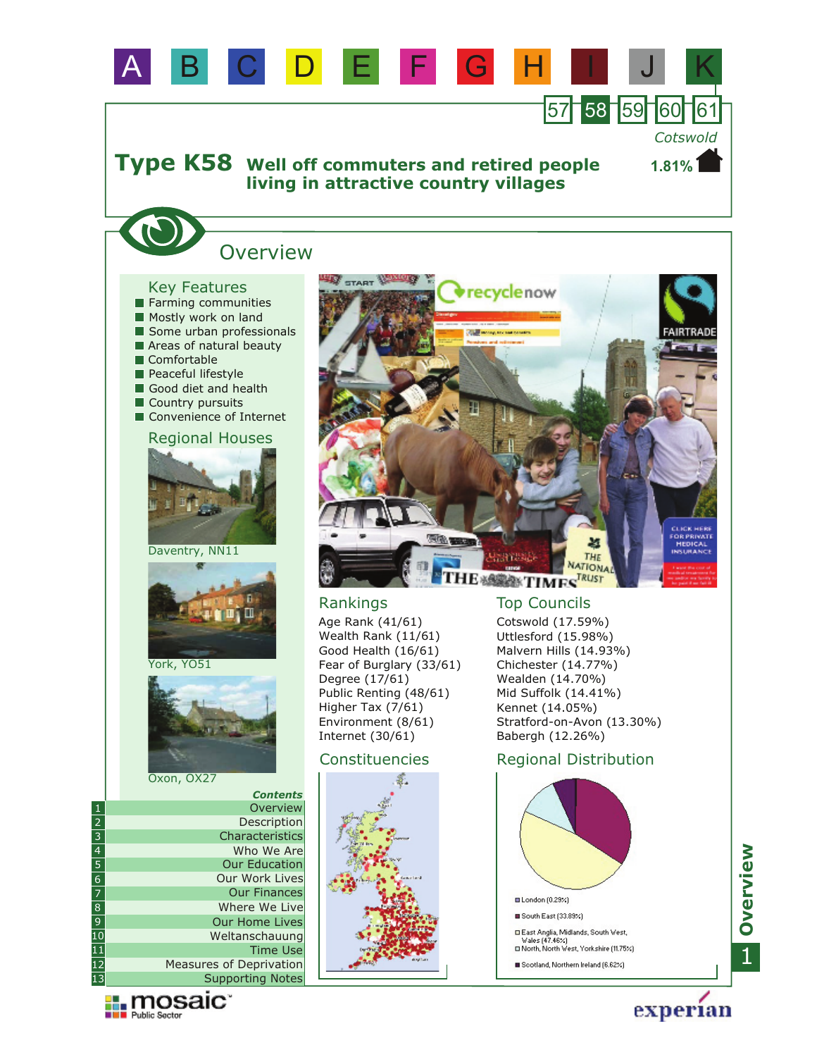A B C D E F G H I J K

57 58 59 60 61

Cotswold

# Type K58 Well off commuters and retired people living in attractive country villages

1.81%

## Overview

### Key Features

- Farming communities
- Mostly work on land
- Some urban professionals
- Areas of natural beauty
- Comfortable
- Peaceful lifestyle
- Good diet and health
- Country pursuits
- Convenience of Internet

### Regional Houses

Daventry, NN11

York, YO51

Oxon, OX27

### Rankings

Age Rank (41/61)
Wealth Rank (11/61)
Good Health (16/61)
Fear of Burglary (33/61)
Degree (17/61)
Public Renting (48/61)
Higher Tax (7/61)
Environment (8/61)
Internet (30/61)

### Top Councils

Cotswold (17.59%)
Uttlesford (15.98%)
Malvern Hills (14.93%)
Chichester (14.77%)
Wealden (14.70%)
Mid Suffolk (14.41%)
Kennet (14.05%)
Stratford-on-Avon (13.30%)
Babergh (12.26%)

### Constituencies

### Regional Distribution

- London (0.29%)
- South East (33.89%)
- East Anglia, Midlands, South West, Wales (47.46%)
- North, North West, Yorkshire (11.75%)
- Scotland, Northern Ireland (6.62%)

***Contents***

1. Overview
2. Description
3. Characteristics
4. Who We Are
5. Our Education
6. Our Work Lives
7. Our Finances
8. Where We Live
9. Our Home Lives
10. Weltanschauung
11. Time Use
12. Measures of Deprivation
13. Supporting Notes

mosaic Public Sector

experian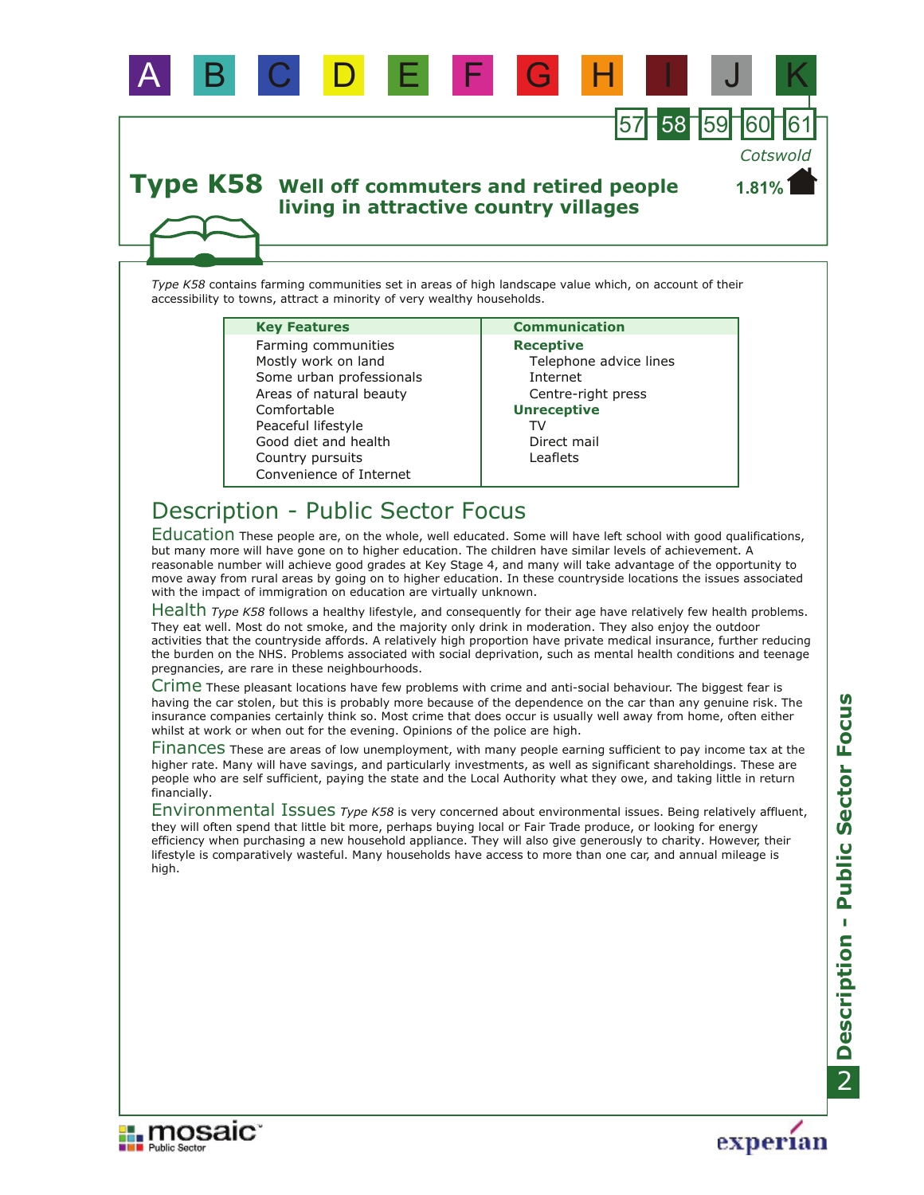A B C D E F G H I J K

57 58 59 60 61

*Cotswold*

# Type K58 Well off commuters and retired people living in attractive country villages

**1.81%**

*Type K58* contains farming communities set in areas of high landscape value which, on account of their accessibility to towns, attract a minority of very wealthy households.

| Key Features | Communication |
| --- | --- |
| Farming communities<br>Mostly work on land<br>Some urban professionals<br>Areas of natural beauty<br>Comfortable<br>Peaceful lifestyle<br>Good diet and health<br>Country pursuits<br>Convenience of Internet | **Receptive**<br>Telephone advice lines<br>Internet<br>Centre-right press<br>**Unreceptive**<br>TV<br>Direct mail<br>Leaflets |

## Description - Public Sector Focus

**Education** These people are, on the whole, well educated. Some will have left school with good qualifications, but many more will have gone on to higher education. The children have similar levels of achievement. A reasonable number will achieve good grades at Key Stage 4, and many will take advantage of the opportunity to move away from rural areas by going on to higher education. In these countryside locations the issues associated with the impact of immigration on education are virtually unknown.

**Health** *Type K58* follows a healthy lifestyle, and consequently for their age have relatively few health problems. They eat well. Most do not smoke, and the majority only drink in moderation. They also enjoy the outdoor activities that the countryside affords. A relatively high proportion have private medical insurance, further reducing the burden on the NHS. Problems associated with social deprivation, such as mental health conditions and teenage pregnancies, are rare in these neighbourhoods.

**Crime** These pleasant locations have few problems with crime and anti-social behaviour. The biggest fear is having the car stolen, but this is probably more because of the dependence on the car than any genuine risk. The insurance companies certainly think so. Most crime that does occur is usually well away from home, often either whilst at work or when out for the evening. Opinions of the police are high.

**Finances** These are areas of low unemployment, with many people earning sufficient to pay income tax at the higher rate. Many will have savings, and particularly investments, as well as significant shareholdings. These are people who are self sufficient, paying the state and the Local Authority what they owe, and taking little in return financially.

**Environmental Issues** *Type K58* is very concerned about environmental issues. Being relatively affluent, they will often spend that little bit more, perhaps buying local or Fair Trade produce, or looking for energy efficiency when purchasing a new household appliance. They will also give generously to charity. However, their lifestyle is comparatively wasteful. Many households have access to more than one car, and annual mileage is high.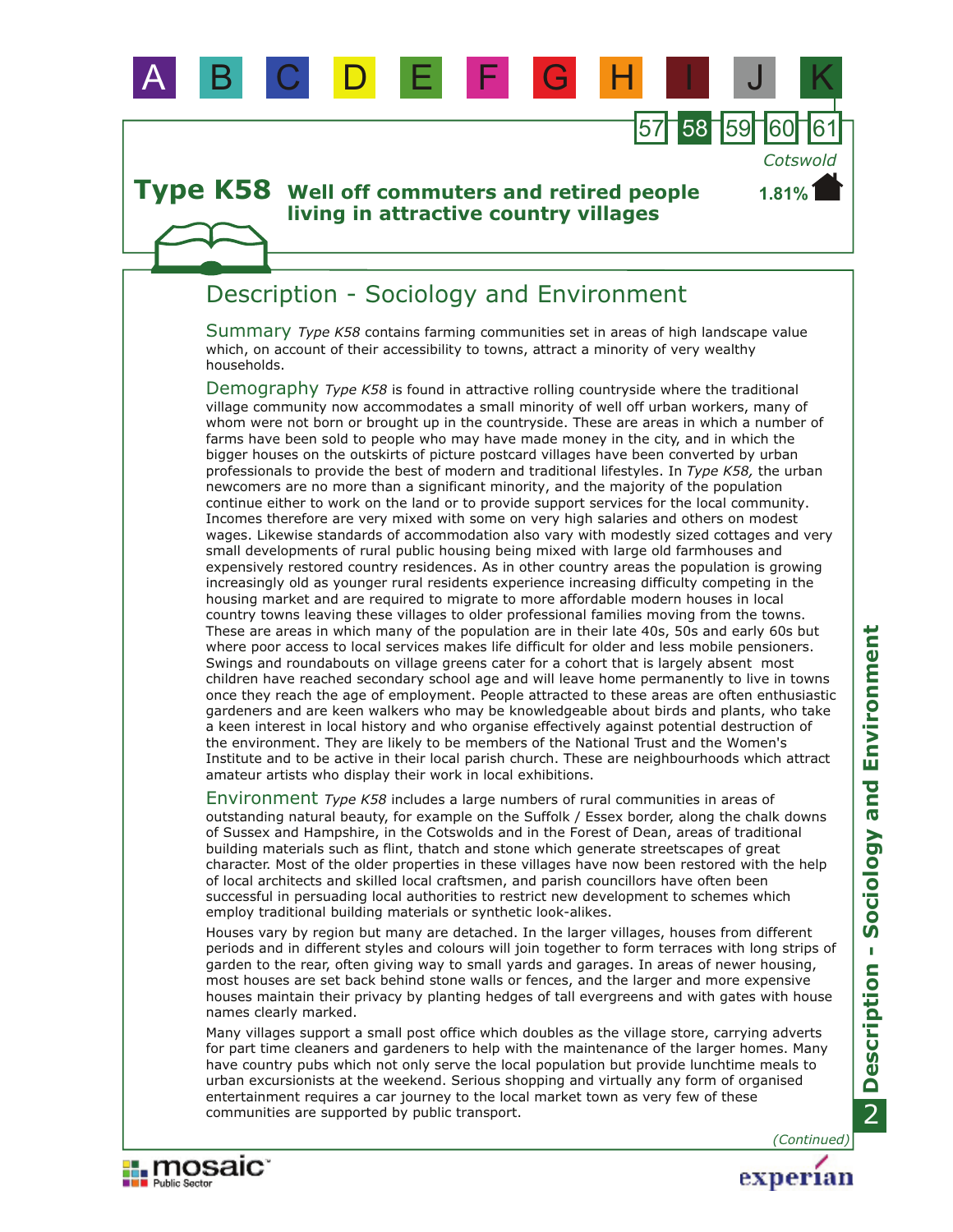## Type K58 Well off commuters and retired people living in attractive country villages

Cotswold

1.81%

### Description - Sociology and Environment

**Summary** *Type K58* contains farming communities set in areas of high landscape value which, on account of their accessibility to towns, attract a minority of very wealthy households.

**Demography** *Type K58* is found in attractive rolling countryside where the traditional village community now accommodates a small minority of well off urban workers, many of whom were not born or brought up in the countryside. These are areas in which a number of farms have been sold to people who may have made money in the city, and in which the bigger houses on the outskirts of picture postcard villages have been converted by urban professionals to provide the best of modern and traditional lifestyles. In *Type K58,* the urban newcomers are no more than a significant minority, and the majority of the population continue either to work on the land or to provide support services for the local community. Incomes therefore are very mixed with some on very high salaries and others on modest wages. Likewise standards of accommodation also vary with modestly sized cottages and very small developments of rural public housing being mixed with large old farmhouses and expensively restored country residences. As in other country areas the population is growing increasingly old as younger rural residents experience increasing difficulty competing in the housing market and are required to migrate to more affordable modern houses in local country towns leaving these villages to older professional families moving from the towns. These are areas in which many of the population are in their late 40s, 50s and early 60s but where poor access to local services makes life difficult for older and less mobile pensioners. Swings and roundabouts on village greens cater for a cohort that is largely absent most children have reached secondary school age and will leave home permanently to live in towns once they reach the age of employment. People attracted to these areas are often enthusiastic gardeners and are keen walkers who may be knowledgeable about birds and plants, who take a keen interest in local history and who organise effectively against potential destruction of the environment. They are likely to be members of the National Trust and the Women's Institute and to be active in their local parish church. These are neighbourhoods which attract amateur artists who display their work in local exhibitions.

**Environment** *Type K58* includes a large numbers of rural communities in areas of outstanding natural beauty, for example on the Suffolk / Essex border, along the chalk downs of Sussex and Hampshire, in the Cotswolds and in the Forest of Dean, areas of traditional building materials such as flint, thatch and stone which generate streetscapes of great character. Most of the older properties in these villages have now been restored with the help of local architects and skilled local craftsmen, and parish councillors have often been successful in persuading local authorities to restrict new development to schemes which employ traditional building materials or synthetic look-alikes.

Houses vary by region but many are detached. In the larger villages, houses from different periods and in different styles and colours will join together to form terraces with long strips of garden to the rear, often giving way to small yards and garages. In areas of newer housing, most houses are set back behind stone walls or fences, and the larger and more expensive houses maintain their privacy by planting hedges of tall evergreens and with gates with house names clearly marked.

Many villages support a small post office which doubles as the village store, carrying adverts for part time cleaners and gardeners to help with the maintenance of the larger homes. Many have country pubs which not only serve the local population but provide lunchtime meals to urban excursionists at the weekend. Serious shopping and virtually any form of organised entertainment requires a car journey to the local market town as very few of these communities are supported by public transport.

*(Continued)*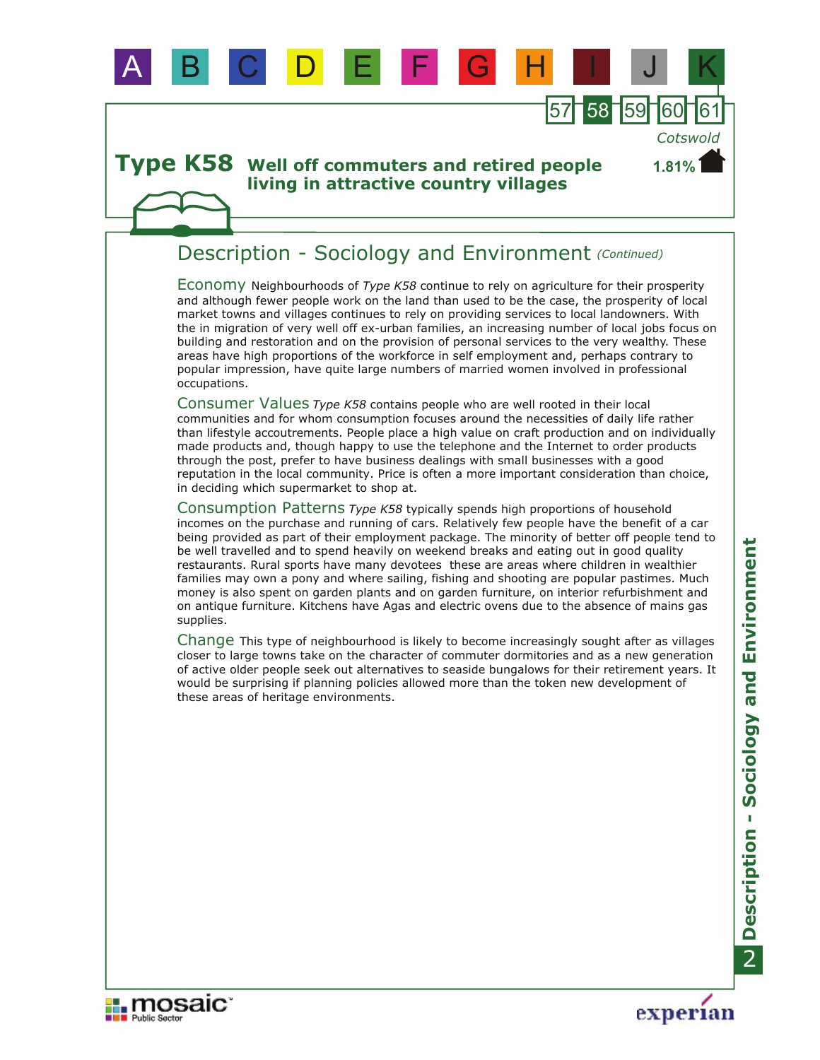# Type K58 Well off commuters and retired people living in attractive country villages

Cotswold

1.81%

## Description - Sociology and Environment *(Continued)*

**Economy** Neighbourhoods of *Type K58* continue to rely on agriculture for their prosperity and although fewer people work on the land than used to be the case, the prosperity of local market towns and villages continues to rely on providing services to local landowners. With the in migration of very well off ex-urban families, an increasing number of local jobs focus on building and restoration and on the provision of personal services to the very wealthy. These areas have high proportions of the workforce in self employment and, perhaps contrary to popular impression, have quite large numbers of married women involved in professional occupations.

**Consumer Values** *Type K58* contains people who are well rooted in their local communities and for whom consumption focuses around the necessities of daily life rather than lifestyle accoutrements. People place a high value on craft production and on individually made products and, though happy to use the telephone and the Internet to order products through the post, prefer to have business dealings with small businesses with a good reputation in the local community. Price is often a more important consideration than choice, in deciding which supermarket to shop at.

**Consumption Patterns** *Type K58* typically spends high proportions of household incomes on the purchase and running of cars. Relatively few people have the benefit of a car being provided as part of their employment package. The minority of better off people tend to be well travelled and to spend heavily on weekend breaks and eating out in good quality restaurants. Rural sports have many devotees these are areas where children in wealthier families may own a pony and where sailing, fishing and shooting are popular pastimes. Much money is also spent on garden plants and on garden furniture, on interior refurbishment and on antique furniture. Kitchens have Agas and electric ovens due to the absence of mains gas supplies.

**Change** This type of neighbourhood is likely to become increasingly sought after as villages closer to large towns take on the character of commuter dormitories and as a new generation of active older people seek out alternatives to seaside bungalows for their retirement years. It would be surprising if planning policies allowed more than the token new development of these areas of heritage environments.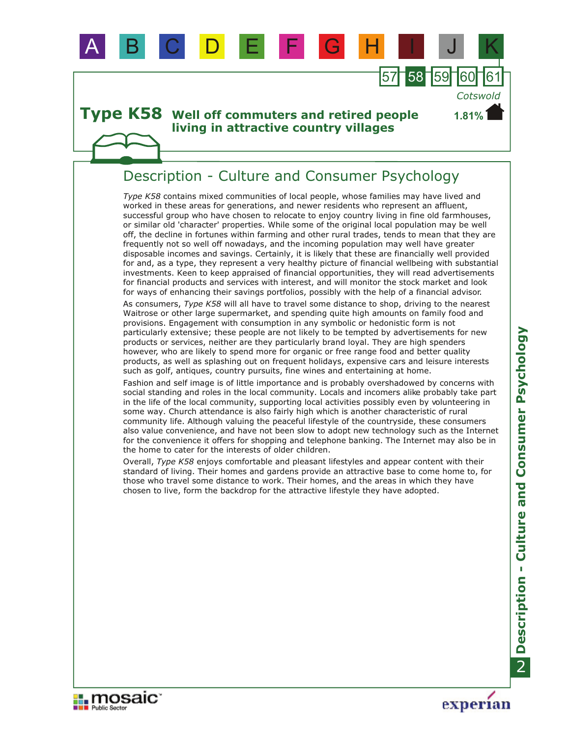# Type K58 Well off commuters and retired people living in attractive country villages

Cotswold

1.81%

## Description - Culture and Consumer Psychology

*Type K58* contains mixed communities of local people, whose families may have lived and worked in these areas for generations, and newer residents who represent an affluent, successful group who have chosen to relocate to enjoy country living in fine old farmhouses, or similar old 'character' properties. While some of the original local population may be well off, the decline in fortunes within farming and other rural trades, tends to mean that they are frequently not so well off nowadays, and the incoming population may well have greater disposable incomes and savings. Certainly, it is likely that these are financially well provided for and, as a type, they represent a very healthy picture of financial wellbeing with substantial investments. Keen to keep appraised of financial opportunities, they will read advertisements for financial products and services with interest, and will monitor the stock market and look for ways of enhancing their savings portfolios, possibly with the help of a financial advisor.

As consumers, *Type K58* will all have to travel some distance to shop, driving to the nearest Waitrose or other large supermarket, and spending quite high amounts on family food and provisions. Engagement with consumption in any symbolic or hedonistic form is not particularly extensive; these people are not likely to be tempted by advertisements for new products or services, neither are they particularly brand loyal. They are high spenders however, who are likely to spend more for organic or free range food and better quality products, as well as splashing out on frequent holidays, expensive cars and leisure interests such as golf, antiques, country pursuits, fine wines and entertaining at home.

Fashion and self image is of little importance and is probably overshadowed by concerns with social standing and roles in the local community. Locals and incomers alike probably take part in the life of the local community, supporting local activities possibly even by volunteering in some way. Church attendance is also fairly high which is another characteristic of rural community life. Although valuing the peaceful lifestyle of the countryside, these consumers also value convenience, and have not been slow to adopt new technology such as the Internet for the convenience it offers for shopping and telephone banking. The Internet may also be in the home to cater for the interests of older children.

Overall, *Type K58* enjoys comfortable and pleasant lifestyles and appear content with their standard of living. Their homes and gardens provide an attractive base to come home to, for those who travel some distance to work. Their homes, and the areas in which they have chosen to live, form the backdrop for the attractive lifestyle they have adopted.